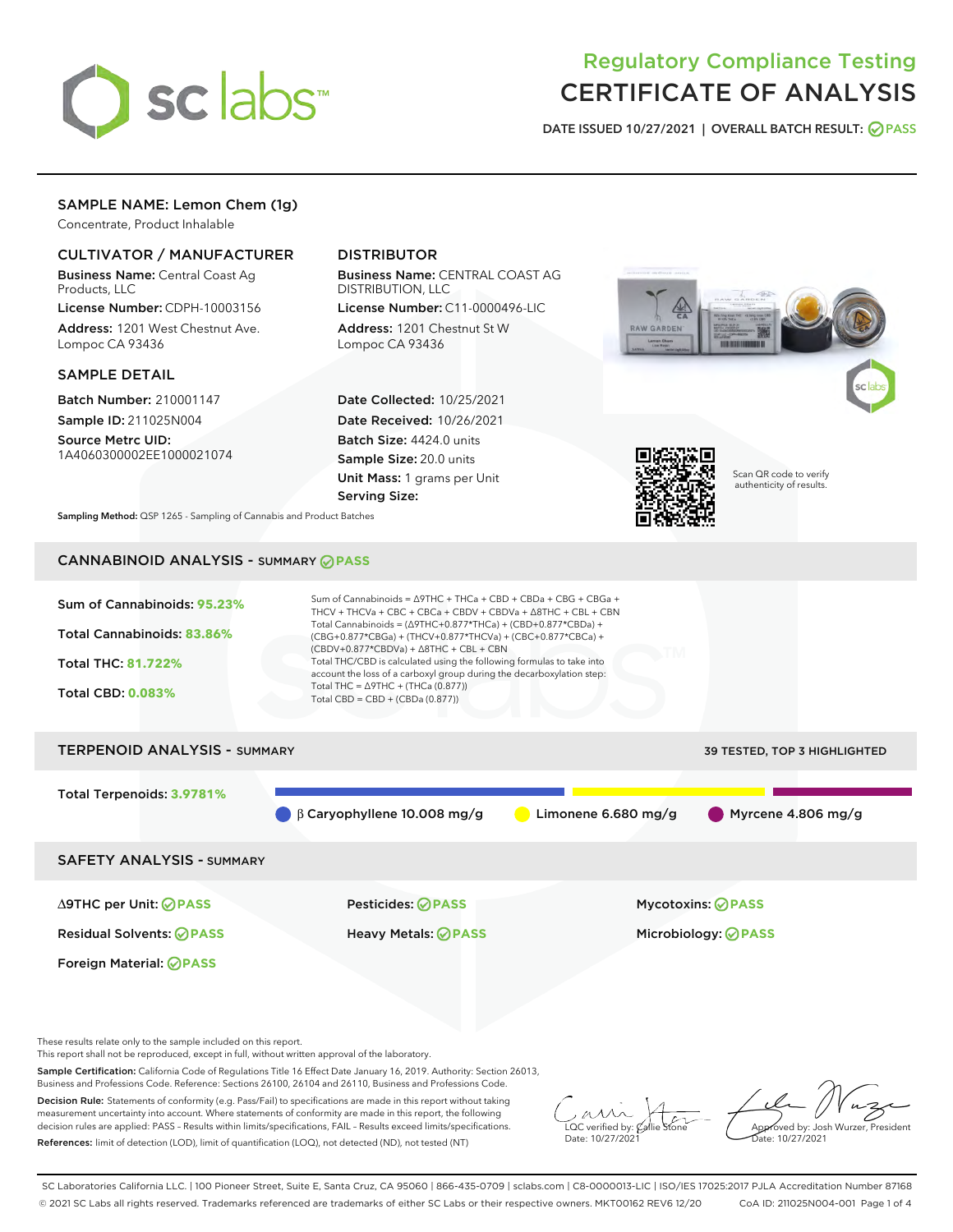# Regulatory Compliance Testing
# CERTIFICATE OF ANALYSIS

DATE ISSUED 10/27/2021 | OVERALL BATCH RESULT: PASS

## SAMPLE NAME: Lemon Chem (1g)

Concentrate, Product Inhalable

### CULTIVATOR / MANUFACTURER

**Business Name:** Central Coast Ag Products, LLC

**License Number:** CDPH-10003156

**Address:** 1201 West Chestnut Ave. Lompoc CA 93436

### DISTRIBUTOR

**Business Name:** CENTRAL COAST AG DISTRIBUTION, LLC

**License Number:** C11-0000496-LIC

**Address:** 1201 Chestnut St W Lompoc CA 93436

### SAMPLE DETAIL

**Batch Number:** 210001147

**Sample ID:** 211025N004

**Source Metrc UID:** 1A4060300002EE1000021074

**Date Collected:** 10/25/2021

**Date Received:** 10/26/2021

**Batch Size:** 4424.0 units

**Sample Size:** 20.0 units

**Unit Mass:** 1 grams per Unit

**Serving Size:**

Scan QR code to verify authenticity of results.

**Sampling Method:** QSP 1265 - Sampling of Cannabis and Product Batches

## CANNABINOID ANALYSIS - SUMMARY PASS

**Sum of Cannabinoids:** 95.23%

**Total Cannabinoids:** 83.86%

**Total THC:** 81.722%

**Total CBD:** 0.083%

Sum of Cannabinoids = Δ9THC + THCa + CBD + CBDa + CBG + CBGa + THCV + THCVa + CBC + CBCa + CBDV + CBDVa + Δ8THC + CBL + CBN

Total Cannabinoids = (Δ9THC+0.877*THCa) + (CBD+0.877*CBDa) + (CBG+0.877*CBGa) + (THCV+0.877*THCVa) + (CBC+0.877*CBCa) + (CBDV+0.877*CBDVa) + Δ8THC + CBL + CBN

Total THC/CBD is calculated using the following formulas to take into account the loss of a carboxyl group during the decarboxylation step:

Total THC = Δ9THC + (THCa (0.877))

Total CBD = CBD + (CBDa (0.877))

## TERPENOID ANALYSIS - SUMMARY

39 TESTED, TOP 3 HIGHLIGHTED

**Total Terpenoids:** 3.9781%

β Caryophyllene 10.008 mg/g | Limonene 6.680 mg/g | Myrcene 4.806 mg/g

## SAFETY ANALYSIS - SUMMARY

| | | |
|---|---|---|
| Δ9THC per Unit: PASS | Pesticides: PASS | Mycotoxins: PASS |
| Residual Solvents: PASS | Heavy Metals: PASS | Microbiology: PASS |
| Foreign Material: PASS | | |

These results relate only to the sample included on this report.
This report shall not be reproduced, except in full, without written approval of the laboratory.

**Sample Certification:** California Code of Regulations Title 16 Effect Date January 16, 2019. Authority: Section 26013, Business and Professions Code. Reference: Sections 26100, 26104 and 26110, Business and Professions Code.

**Decision Rule:** Statements of conformity (e.g. Pass/Fail) to specifications are made in this report without taking measurement uncertainty into account. Where statements of conformity are made in this report, the following decision rules are applied: PASS – Results within limits/specifications, FAIL – Results exceed limits/specifications.

**References:** limit of detection (LOD), limit of quantification (LOQ), not detected (ND), not tested (NT)

LQC verified by: Callie Stone
Date: 10/27/2021

Approved by: Josh Wurzer, President
Date: 10/27/2021

SC Laboratories California LLC. | 100 Pioneer Street, Suite E, Santa Cruz, CA 95060 | 866-435-0709 | sclabs.com | C8-0000013-LIC | ISO/IES 17025:2017 PJLA Accreditation Number 87168
© 2021 SC Labs all rights reserved. Trademarks referenced are trademarks of either SC Labs or their respective owners. MKT00162 REV6 12/20 CoA ID: 211025N004-001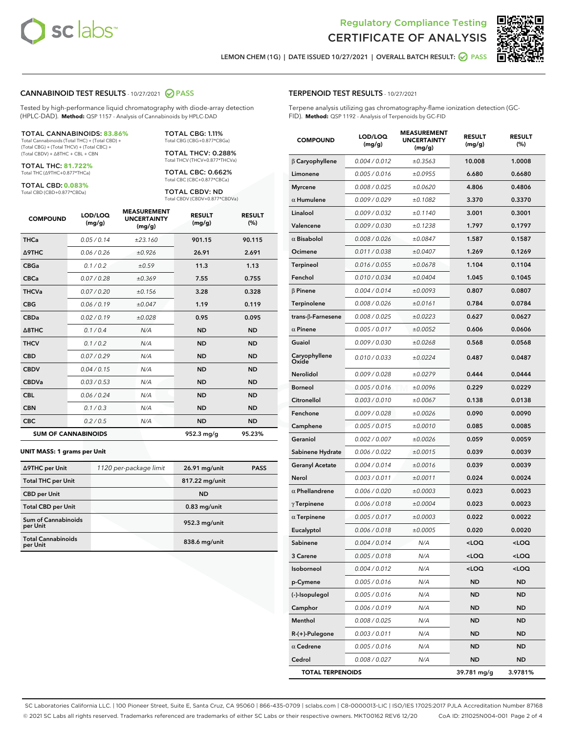Regulatory Compliance Testing
# CERTIFICATE OF ANALYSIS

LEMON CHEM (1G) | DATE ISSUED 10/27/2021 | OVERALL BATCH RESULT: PASS

## CANNABINOID TEST RESULTS - 10/27/2021 PASS

Tested by high-performance liquid chromatography with diode-array detection (HPLC-DAD). **Method:** QSP 1157 - Analysis of Cannabinoids by HPLC-DAD

**TOTAL CANNABINOIDS: 83.86%**
Total Cannabinoids (Total THC) + (Total CBD) + (Total CBG) + (Total THCV) + (Total CBC) + (Total CBDV) + Δ8THC + CBL + CBN

**TOTAL THC: 81.722%**
Total THC (Δ9THC+0.877*THCa)

**TOTAL CBD: 0.083%**
Total CBD (CBD+0.877*CBDa)

**TOTAL CBG: 1.11%**
Total CBG (CBG+0.877*CBGa)

**TOTAL THCV: 0.288%**
Total THCV (THCV+0.877*THCVa)

**TOTAL CBC: 0.662%**
Total CBC (CBC+0.877*CBCa)

**TOTAL CBDV: ND**
Total CBDV (CBDV+0.877*CBDVa)

| COMPOUND | LOD/LOQ (mg/g) | MEASUREMENT UNCERTAINTY (mg/g) | RESULT (mg/g) | RESULT (%) |
|---|---|---|---|---|
| THCa | 0.05 / 0.14 | ±23.160 | 901.15 | 90.115 |
| Δ9THC | 0.06 / 0.26 | ±0.926 | 26.91 | 2.691 |
| CBGa | 0.1 / 0.2 | ±0.59 | 11.3 | 1.13 |
| CBCa | 0.07 / 0.28 | ±0.369 | 7.55 | 0.755 |
| THCVa | 0.07 / 0.20 | ±0.156 | 3.28 | 0.328 |
| CBG | 0.06 / 0.19 | ±0.047 | 1.19 | 0.119 |
| CBDa | 0.02 / 0.19 | ±0.028 | 0.95 | 0.095 |
| Δ8THC | 0.1 / 0.4 | N/A | ND | ND |
| THCV | 0.1 / 0.2 | N/A | ND | ND |
| CBD | 0.07 / 0.29 | N/A | ND | ND |
| CBDV | 0.04 / 0.15 | N/A | ND | ND |
| CBDVa | 0.03 / 0.53 | N/A | ND | ND |
| CBL | 0.06 / 0.24 | N/A | ND | ND |
| CBN | 0.1 / 0.3 | N/A | ND | ND |
| CBC | 0.2 / 0.5 | N/A | ND | ND |
| **SUM OF CANNABINOIDS** | | | 952.3 mg/g | 95.23% |

**UNIT MASS: 1 grams per Unit**

| | | | |
|---|---|---|---|
| Δ9THC per Unit | 1120 per-package limit | 26.91 mg/unit | PASS |
| Total THC per Unit | | 817.22 mg/unit | |
| CBD per Unit | | ND | |
| Total CBD per Unit | | 0.83 mg/unit | |
| Sum of Cannabinoids per Unit | | 952.3 mg/unit | |
| Total Cannabinoids per Unit | | 838.6 mg/unit | |

## TERPENOID TEST RESULTS - 10/27/2021

Terpene analysis utilizing gas chromatography-flame ionization detection (GC-FID). **Method:** QSP 1192 - Analysis of Terpenoids by GC-FID

| COMPOUND | LOD/LOQ (mg/g) | MEASUREMENT UNCERTAINTY (mg/g) | RESULT (mg/g) | RESULT (%) |
|---|---|---|---|---|
| β Caryophyllene | 0.004 / 0.012 | ±0.3563 | 10.008 | 1.0008 |
| Limonene | 0.005 / 0.016 | ±0.0955 | 6.680 | 0.6680 |
| Myrcene | 0.008 / 0.025 | ±0.0620 | 4.806 | 0.4806 |
| α Humulene | 0.009 / 0.029 | ±0.1082 | 3.370 | 0.3370 |
| Linalool | 0.009 / 0.032 | ±0.1140 | 3.001 | 0.3001 |
| Valencene | 0.009 / 0.030 | ±0.1238 | 1.797 | 0.1797 |
| α Bisabolol | 0.008 / 0.026 | ±0.0847 | 1.587 | 0.1587 |
| Ocimene | 0.011 / 0.038 | ±0.0407 | 1.269 | 0.1269 |
| Terpineol | 0.016 / 0.055 | ±0.0678 | 1.104 | 0.1104 |
| Fenchol | 0.010 / 0.034 | ±0.0404 | 1.045 | 0.1045 |
| β Pinene | 0.004 / 0.014 | ±0.0093 | 0.807 | 0.0807 |
| Terpinolene | 0.008 / 0.026 | ±0.0161 | 0.784 | 0.0784 |
| trans-β-Farnesene | 0.008 / 0.025 | ±0.0223 | 0.627 | 0.0627 |
| α Pinene | 0.005 / 0.017 | ±0.0052 | 0.606 | 0.0606 |
| Guaiol | 0.009 / 0.030 | ±0.0268 | 0.568 | 0.0568 |
| Caryophyllene Oxide | 0.010 / 0.033 | ±0.0224 | 0.487 | 0.0487 |
| Nerolidol | 0.009 / 0.028 | ±0.0279 | 0.444 | 0.0444 |
| Borneol | 0.005 / 0.016 | ±0.0096 | 0.229 | 0.0229 |
| Citronellol | 0.003 / 0.010 | ±0.0067 | 0.138 | 0.0138 |
| Fenchone | 0.009 / 0.028 | ±0.0026 | 0.090 | 0.0090 |
| Camphene | 0.005 / 0.015 | ±0.0010 | 0.085 | 0.0085 |
| Geraniol | 0.002 / 0.007 | ±0.0026 | 0.059 | 0.0059 |
| Sabinene Hydrate | 0.006 / 0.022 | ±0.0015 | 0.039 | 0.0039 |
| Geranyl Acetate | 0.004 / 0.014 | ±0.0016 | 0.039 | 0.0039 |
| Nerol | 0.003 / 0.011 | ±0.0011 | 0.024 | 0.0024 |
| α Phellandrene | 0.006 / 0.020 | ±0.0003 | 0.023 | 0.0023 |
| γ Terpinene | 0.006 / 0.018 | ±0.0004 | 0.023 | 0.0023 |
| α Terpinene | 0.005 / 0.017 | ±0.0003 | 0.022 | 0.0022 |
| Eucalyptol | 0.006 / 0.018 | ±0.0005 | 0.020 | 0.0020 |
| Sabinene | 0.004 / 0.014 | N/A | <LOQ | <LOQ |
| 3 Carene | 0.005 / 0.018 | N/A | <LOQ | <LOQ |
| Isoborneol | 0.004 / 0.012 | N/A | <LOQ | <LOQ |
| p-Cymene | 0.005 / 0.016 | N/A | ND | ND |
| (-)-Isopulegol | 0.005 / 0.016 | N/A | ND | ND |
| Camphor | 0.006 / 0.019 | N/A | ND | ND |
| Menthol | 0.008 / 0.025 | N/A | ND | ND |
| R-(+)-Pulegone | 0.003 / 0.011 | N/A | ND | ND |
| α Cedrene | 0.005 / 0.016 | N/A | ND | ND |
| Cedrol | 0.008 / 0.027 | N/A | ND | ND |
| **TOTAL TERPENOIDS** | | | 39.781 mg/g | 3.9781% |

SC Laboratories California LLC. | 100 Pioneer Street, Suite E, Santa Cruz, CA 95060 | 866-435-0709 | sclabs.com | C8-0000013-LIC | ISO/IES 17025:2017 PJLA Accreditation Number 87168
© 2021 SC Labs all rights reserved. Trademarks referenced are trademarks of either SC Labs or their respective owners. MKT00162 REV6 12/20 CoA ID: 211025N004-001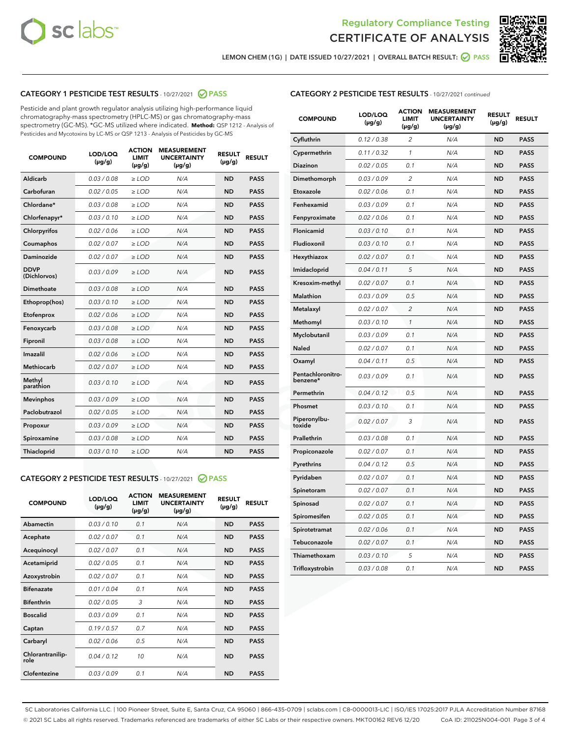Regulatory Compliance Testing
CERTIFICATE OF ANALYSIS

LEMON CHEM (1G) | DATE ISSUED 10/27/2021 | OVERALL BATCH RESULT: PASS

## CATEGORY 1 PESTICIDE TEST RESULTS - 10/27/2021 PASS

Pesticide and plant growth regulator analysis utilizing high-performance liquid chromatography-mass spectrometry (HPLC-MS) or gas chromatography-mass spectrometry (GC-MS). *GC-MS utilized where indicated. **Method:** QSP 1212 - Analysis of Pesticides and Mycotoxins by LC-MS or QSP 1213 - Analysis of Pesticides by GC-MS

| COMPOUND | LOD/LOQ (µg/g) | ACTION LIMIT (µg/g) | MEASUREMENT UNCERTAINTY (µg/g) | RESULT (µg/g) | RESULT |
|---|---|---|---|---|---|
| Aldicarb | 0.03 / 0.08 | ≥ LOD | N/A | ND | PASS |
| Carbofuran | 0.02 / 0.05 | ≥ LOD | N/A | ND | PASS |
| Chlordane* | 0.03 / 0.08 | ≥ LOD | N/A | ND | PASS |
| Chlorfenapyr* | 0.03 / 0.10 | ≥ LOD | N/A | ND | PASS |
| Chlorpyrifos | 0.02 / 0.06 | ≥ LOD | N/A | ND | PASS |
| Coumaphos | 0.02 / 0.07 | ≥ LOD | N/A | ND | PASS |
| Daminozide | 0.02 / 0.07 | ≥ LOD | N/A | ND | PASS |
| DDVP (Dichlorvos) | 0.03 / 0.09 | ≥ LOD | N/A | ND | PASS |
| Dimethoate | 0.03 / 0.08 | ≥ LOD | N/A | ND | PASS |
| Ethoprop(hos) | 0.03 / 0.10 | ≥ LOD | N/A | ND | PASS |
| Etofenprox | 0.02 / 0.06 | ≥ LOD | N/A | ND | PASS |
| Fenoxycarb | 0.03 / 0.08 | ≥ LOD | N/A | ND | PASS |
| Fipronil | 0.03 / 0.08 | ≥ LOD | N/A | ND | PASS |
| Imazalil | 0.02 / 0.06 | ≥ LOD | N/A | ND | PASS |
| Methiocarb | 0.02 / 0.07 | ≥ LOD | N/A | ND | PASS |
| Methyl parathion | 0.03 / 0.10 | ≥ LOD | N/A | ND | PASS |
| Mevinphos | 0.03 / 0.09 | ≥ LOD | N/A | ND | PASS |
| Paclobutrazol | 0.02 / 0.05 | ≥ LOD | N/A | ND | PASS |
| Propoxur | 0.03 / 0.09 | ≥ LOD | N/A | ND | PASS |
| Spiroxamine | 0.03 / 0.08 | ≥ LOD | N/A | ND | PASS |
| Thiacloprid | 0.03 / 0.10 | ≥ LOD | N/A | ND | PASS |

## CATEGORY 2 PESTICIDE TEST RESULTS - 10/27/2021 PASS

| COMPOUND | LOD/LOQ (µg/g) | ACTION LIMIT (µg/g) | MEASUREMENT UNCERTAINTY (µg/g) | RESULT (µg/g) | RESULT |
|---|---|---|---|---|---|
| Abamectin | 0.03 / 0.10 | 0.1 | N/A | ND | PASS |
| Acephate | 0.02 / 0.07 | 0.1 | N/A | ND | PASS |
| Acequinocyl | 0.02 / 0.07 | 0.1 | N/A | ND | PASS |
| Acetamiprid | 0.02 / 0.05 | 0.1 | N/A | ND | PASS |
| Azoxystrobin | 0.02 / 0.07 | 0.1 | N/A | ND | PASS |
| Bifenazate | 0.01 / 0.04 | 0.1 | N/A | ND | PASS |
| Bifenthrin | 0.02 / 0.05 | 3 | N/A | ND | PASS |
| Boscalid | 0.03 / 0.09 | 0.1 | N/A | ND | PASS |
| Captan | 0.19 / 0.57 | 0.7 | N/A | ND | PASS |
| Carbaryl | 0.02 / 0.06 | 0.5 | N/A | ND | PASS |
| Chlorantraniliprole | 0.04 / 0.12 | 10 | N/A | ND | PASS |
| Clofentezine | 0.03 / 0.09 | 0.1 | N/A | ND | PASS |
| Cyfluthrin | 0.12 / 0.38 | 2 | N/A | ND | PASS |
| Cypermethrin | 0.11 / 0.32 | 1 | N/A | ND | PASS |
| Diazinon | 0.02 / 0.05 | 0.1 | N/A | ND | PASS |
| Dimethomorph | 0.03 / 0.09 | 2 | N/A | ND | PASS |
| Etoxazole | 0.02 / 0.06 | 0.1 | N/A | ND | PASS |
| Fenhexamid | 0.03 / 0.09 | 0.1 | N/A | ND | PASS |
| Fenpyroximate | 0.02 / 0.06 | 0.1 | N/A | ND | PASS |
| Flonicamid | 0.03 / 0.10 | 0.1 | N/A | ND | PASS |
| Fludioxonil | 0.03 / 0.10 | 0.1 | N/A | ND | PASS |
| Hexythiazox | 0.02 / 0.07 | 0.1 | N/A | ND | PASS |
| Imidacloprid | 0.04 / 0.11 | 5 | N/A | ND | PASS |
| Kresoxim-methyl | 0.02 / 0.07 | 0.1 | N/A | ND | PASS |
| Malathion | 0.03 / 0.09 | 0.5 | N/A | ND | PASS |
| Metalaxyl | 0.02 / 0.07 | 2 | N/A | ND | PASS |
| Methomyl | 0.03 / 0.10 | 1 | N/A | ND | PASS |
| Myclobutanil | 0.03 / 0.09 | 0.1 | N/A | ND | PASS |
| Naled | 0.02 / 0.07 | 0.1 | N/A | ND | PASS |
| Oxamyl | 0.04 / 0.11 | 0.5 | N/A | ND | PASS |
| Pentachloronitrobenzene* | 0.03 / 0.09 | 0.1 | N/A | ND | PASS |
| Permethrin | 0.04 / 0.12 | 0.5 | N/A | ND | PASS |
| Phosmet | 0.03 / 0.10 | 0.1 | N/A | ND | PASS |
| Piperonylbutoxide | 0.02 / 0.07 | 3 | N/A | ND | PASS |
| Prallethrin | 0.03 / 0.08 | 0.1 | N/A | ND | PASS |
| Propiconazole | 0.02 / 0.07 | 0.1 | N/A | ND | PASS |
| Pyrethrins | 0.04 / 0.12 | 0.5 | N/A | ND | PASS |
| Pyridaben | 0.02 / 0.07 | 0.1 | N/A | ND | PASS |
| Spinetoram | 0.02 / 0.07 | 0.1 | N/A | ND | PASS |
| Spinosad | 0.02 / 0.07 | 0.1 | N/A | ND | PASS |
| Spiromesifen | 0.02 / 0.05 | 0.1 | N/A | ND | PASS |
| Spirotetramat | 0.02 / 0.06 | 0.1 | N/A | ND | PASS |
| Tebuconazole | 0.02 / 0.07 | 0.1 | N/A | ND | PASS |
| Thiamethoxam | 0.03 / 0.10 | 5 | N/A | ND | PASS |
| Trifloxystrobin | 0.03 / 0.08 | 0.1 | N/A | ND | PASS |

SC Laboratories California LLC. | 100 Pioneer Street, Suite E, Santa Cruz, CA 95060 | 866-435-0709 | sclabs.com | C8-0000013-LIC | ISO/IES 17025:2017 PJLA Accreditation Number 87168
© 2021 SC Labs all rights reserved. Trademarks referenced are trademarks of either SC Labs or their respective owners. MKT00162 REV6 12/20 CoA ID: 211025N004-001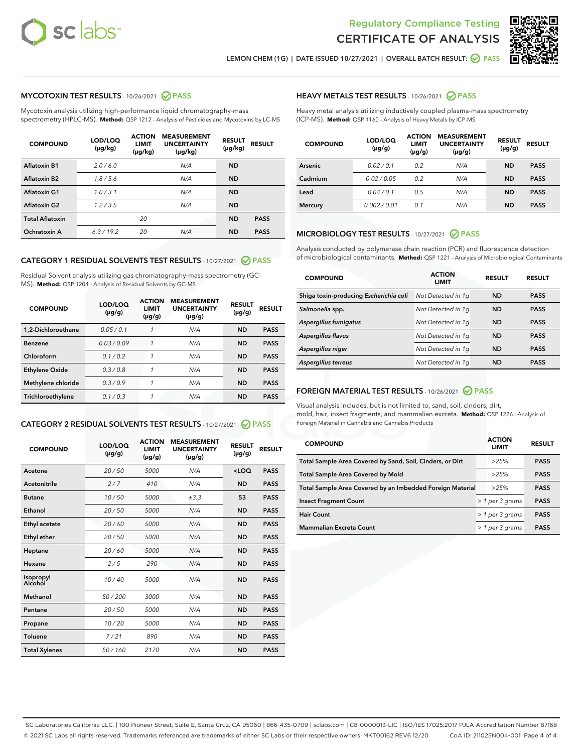Regulatory Compliance Testing
# CERTIFICATE OF ANALYSIS

LEMON CHEM (1G) | DATE ISSUED 10/27/2021 | OVERALL BATCH RESULT: PASS

## MYCOTOXIN TEST RESULTS - 10/26/2021 PASS

Mycotoxin analysis utilizing high-performance liquid chromatography-mass spectrometry (HPLC-MS). **Method:** QSP 1212 - Analysis of Pesticides and Mycotoxins by LC-MS

| COMPOUND | LOD/LOQ (µg/kg) | ACTION LIMIT (µg/kg) | MEASUREMENT UNCERTAINTY (µg/kg) | RESULT (µg/kg) | RESULT |
|---|---|---|---|---|---|
| Aflatoxin B1 | 2.0 / 6.0 | | N/A | ND | |
| Aflatoxin B2 | 1.8 / 5.6 | | N/A | ND | |
| Aflatoxin G1 | 1.0 / 3.1 | | N/A | ND | |
| Aflatoxin G2 | 1.2 / 3.5 | | N/A | ND | |
| Total Aflatoxin | | 20 | | ND | PASS |
| Ochratoxin A | 6.3 / 19.2 | 20 | N/A | ND | PASS |

## CATEGORY 1 RESIDUAL SOLVENTS TEST RESULTS - 10/27/2021 PASS

Residual Solvent analysis utilizing gas chromatography-mass spectrometry (GC-MS). **Method:** QSP 1204 - Analysis of Residual Solvents by GC-MS

| COMPOUND | LOD/LOQ (µg/g) | ACTION LIMIT (µg/g) | MEASUREMENT UNCERTAINTY (µg/g) | RESULT (µg/g) | RESULT |
|---|---|---|---|---|---|
| 1,2-Dichloroethane | 0.05 / 0.1 | 1 | N/A | ND | PASS |
| Benzene | 0.03 / 0.09 | 1 | N/A | ND | PASS |
| Chloroform | 0.1 / 0.2 | 1 | N/A | ND | PASS |
| Ethylene Oxide | 0.3 / 0.8 | 1 | N/A | ND | PASS |
| Methylene chloride | 0.3 / 0.9 | 1 | N/A | ND | PASS |
| Trichloroethylene | 0.1 / 0.3 | 1 | N/A | ND | PASS |

## CATEGORY 2 RESIDUAL SOLVENTS TEST RESULTS - 10/27/2021 PASS

| COMPOUND | LOD/LOQ (µg/g) | ACTION LIMIT (µg/g) | MEASUREMENT UNCERTAINTY (µg/g) | RESULT (µg/g) | RESULT |
|---|---|---|---|---|---|
| Acetone | 20 / 50 | 5000 | N/A | <LOQ | PASS |
| Acetonitrile | 2 / 7 | 410 | N/A | ND | PASS |
| Butane | 10 / 50 | 5000 | ±3.3 | 53 | PASS |
| Ethanol | 20 / 50 | 5000 | N/A | ND | PASS |
| Ethyl acetate | 20 / 60 | 5000 | N/A | ND | PASS |
| Ethyl ether | 20 / 50 | 5000 | N/A | ND | PASS |
| Heptane | 20 / 60 | 5000 | N/A | ND | PASS |
| Hexane | 2 / 5 | 290 | N/A | ND | PASS |
| Isopropyl Alcohol | 10 / 40 | 5000 | N/A | ND | PASS |
| Methanol | 50 / 200 | 3000 | N/A | ND | PASS |
| Pentane | 20 / 50 | 5000 | N/A | ND | PASS |
| Propane | 10 / 20 | 5000 | N/A | ND | PASS |
| Toluene | 7 / 21 | 890 | N/A | ND | PASS |
| Total Xylenes | 50 / 160 | 2170 | N/A | ND | PASS |

## HEAVY METALS TEST RESULTS - 10/26/2021 PASS

Heavy metal analysis utilizing inductively coupled plasma-mass spectrometry (ICP-MS). **Method:** QSP 1160 - Analysis of Heavy Metals by ICP-MS

| COMPOUND | LOD/LOQ (µg/g) | ACTION LIMIT (µg/g) | MEASUREMENT UNCERTAINTY (µg/g) | RESULT (µg/g) | RESULT |
|---|---|---|---|---|---|
| Arsenic | 0.02 / 0.1 | 0.2 | N/A | ND | PASS |
| Cadmium | 0.02 / 0.05 | 0.2 | N/A | ND | PASS |
| Lead | 0.04 / 0.1 | 0.5 | N/A | ND | PASS |
| Mercury | 0.002 / 0.01 | 0.1 | N/A | ND | PASS |

## MICROBIOLOGY TEST RESULTS - 10/27/2021 PASS

Analysis conducted by polymerase chain reaction (PCR) and fluorescence detection of microbiological contaminants. **Method:** QSP 1221 - Analysis of Microbiological Contaminants

| COMPOUND | ACTION LIMIT | RESULT | RESULT |
|---|---|---|---|
| Shiga toxin-producing *Escherichia coli* | Not Detected in 1g | ND | PASS |
| *Salmonella* spp. | Not Detected in 1g | ND | PASS |
| *Aspergillus fumigatus* | Not Detected in 1g | ND | PASS |
| *Aspergillus flavus* | Not Detected in 1g | ND | PASS |
| *Aspergillus niger* | Not Detected in 1g | ND | PASS |
| *Aspergillus terreus* | Not Detected in 1g | ND | PASS |

## FOREIGN MATERIAL TEST RESULTS - 10/26/2021 PASS

Visual analysis includes, but is not limited to, sand, soil, cinders, dirt, mold, hair, insect fragments, and mammalian excreta. **Method:** QSP 1226 - Analysis of Foreign Material in Cannabis and Cannabis Products

| COMPOUND | ACTION LIMIT | RESULT |
|---|---|---|
| Total Sample Area Covered by Sand, Soil, Cinders, or Dirt | >25% | PASS |
| Total Sample Area Covered by Mold | >25% | PASS |
| Total Sample Area Covered by an Imbedded Foreign Material | >25% | PASS |
| Insect Fragment Count | > 1 per 3 grams | PASS |
| Hair Count | > 1 per 3 grams | PASS |
| Mammalian Excreta Count | > 1 per 3 grams | PASS |

SC Laboratories California LLC. | 100 Pioneer Street, Suite E, Santa Cruz, CA 95060 | 866-435-0709 | sclabs.com | C8-0000013-LIC | ISO/IES 17025:2017 PJLA Accreditation Number 87168
© 2021 SC Labs all rights reserved. Trademarks referenced are trademarks of either SC Labs or their respective owners. MKT00162 REV6 12/20 CoA ID: 211025N004-001